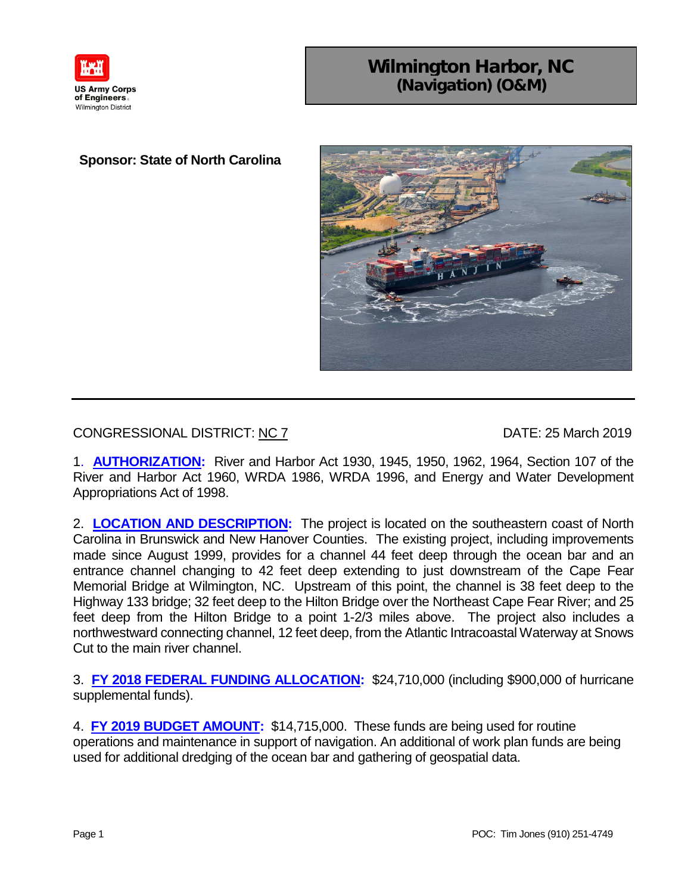US Army Corps of Engineers
Wilmington District

# Wilmington Harbor, NC
## (Navigation) (O&M)

**Sponsor: State of North Carolina**

CONGRESSIONAL DISTRICT: NC 7 DATE: 25 March 2019

1. **AUTHORIZATION:** River and Harbor Act 1930, 1945, 1950, 1962, 1964, Section 107 of the River and Harbor Act 1960, WRDA 1986, WRDA 1996, and Energy and Water Development Appropriations Act of 1998.

2. **LOCATION AND DESCRIPTION:** The project is located on the southeastern coast of North Carolina in Brunswick and New Hanover Counties. The existing project, including improvements made since August 1999, provides for a channel 44 feet deep through the ocean bar and an entrance channel changing to 42 feet deep extending to just downstream of the Cape Fear Memorial Bridge at Wilmington, NC. Upstream of this point, the channel is 38 feet deep to the Highway 133 bridge; 32 feet deep to the Hilton Bridge over the Northeast Cape Fear River; and 25 feet deep from the Hilton Bridge to a point 1-2/3 miles above. The project also includes a northwestward connecting channel, 12 feet deep, from the Atlantic Intracoastal Waterway at Snows Cut to the main river channel.

3. **FY 2018 FEDERAL FUNDING ALLOCATION:** $24,710,000 (including $900,000 of hurricane supplemental funds).

4. **FY 2019 BUDGET AMOUNT:** $14,715,000. These funds are being used for routine operations and maintenance in support of navigation. An additional of work plan funds are being used for additional dredging of the ocean bar and gathering of geospatial data.

POC: Tim Jones (910) 251-4749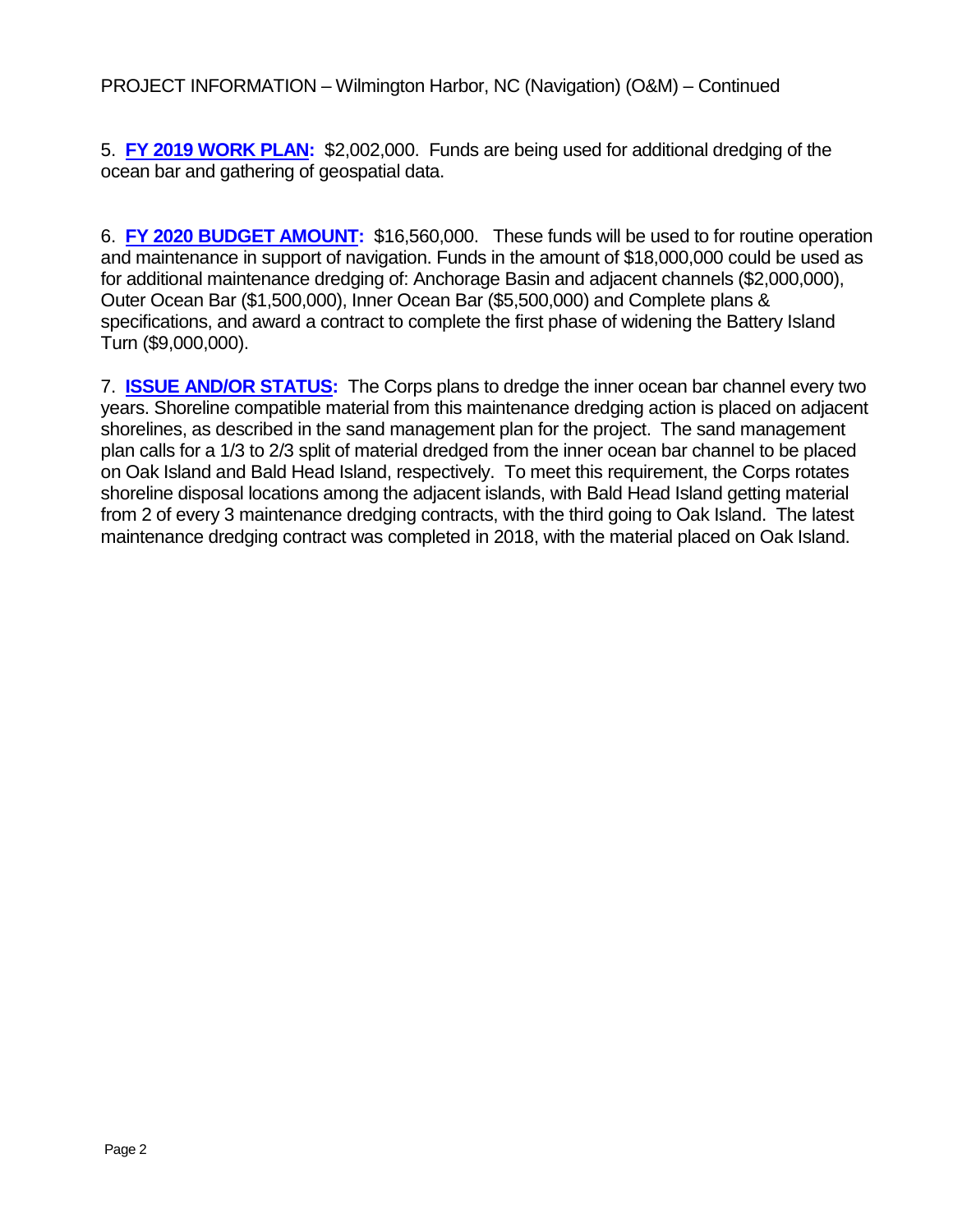PROJECT INFORMATION – Wilmington Harbor, NC (Navigation) (O&M) – Continued

5. **FY 2019 WORK PLAN:** $2,002,000. Funds are being used for additional dredging of the ocean bar and gathering of geospatial data.

6. **FY 2020 BUDGET AMOUNT:** $16,560,000. These funds will be used to for routine operation and maintenance in support of navigation. Funds in the amount of $18,000,000 could be used as for additional maintenance dredging of: Anchorage Basin and adjacent channels ($2,000,000), Outer Ocean Bar ($1,500,000), Inner Ocean Bar ($5,500,000) and Complete plans & specifications, and award a contract to complete the first phase of widening the Battery Island Turn ($9,000,000).

7. **ISSUE AND/OR STATUS:** The Corps plans to dredge the inner ocean bar channel every two years. Shoreline compatible material from this maintenance dredging action is placed on adjacent shorelines, as described in the sand management plan for the project. The sand management plan calls for a 1/3 to 2/3 split of material dredged from the inner ocean bar channel to be placed on Oak Island and Bald Head Island, respectively. To meet this requirement, the Corps rotates shoreline disposal locations among the adjacent islands, with Bald Head Island getting material from 2 of every 3 maintenance dredging contracts, with the third going to Oak Island. The latest maintenance dredging contract was completed in 2018, with the material placed on Oak Island.